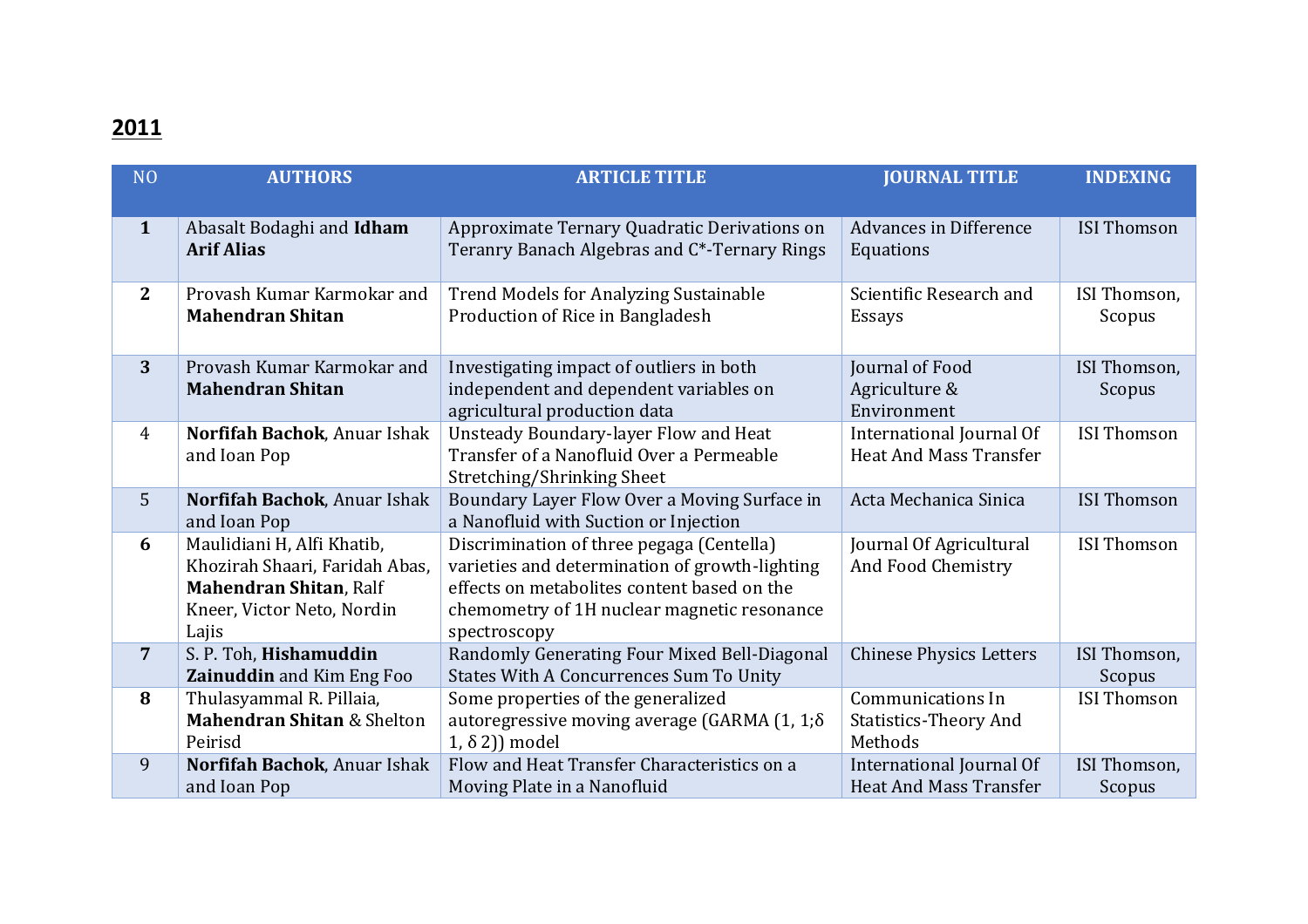## 2011

| NO | AUTHORS | ARTICLE TITLE | JOURNAL TITLE | INDEXING |
|---|---|---|---|---|
| **1** | Abasalt Bodaghi and **Idham Arif Alias** | Approximate Ternary Quadratic Derivations on Teranry Banach Algebras and C*-Ternary Rings | Advances in Difference Equations | ISI Thomson |
| **2** | Provash Kumar Karmokar and **Mahendran Shitan** | Trend Models for Analyzing Sustainable Production of Rice in Bangladesh | Scientific Research and Essays | ISI Thomson, Scopus |
| **3** | Provash Kumar Karmokar and **Mahendran Shitan** | Investigating impact of outliers in both independent and dependent variables on agricultural production data | Journal of Food Agriculture & Environment | ISI Thomson, Scopus |
| 4 | **Norfifah Bachok**, Anuar Ishak and Ioan Pop | Unsteady Boundary-layer Flow and Heat Transfer of a Nanofluid Over a Permeable Stretching/Shrinking Sheet | International Journal Of Heat And Mass Transfer | ISI Thomson |
| 5 | **Norfifah Bachok**, Anuar Ishak and Ioan Pop | Boundary Layer Flow Over a Moving Surface in a Nanofluid with Suction or Injection | Acta Mechanica Sinica | ISI Thomson |
| **6** | Maulidiani H, Alfi Khatib, Khozirah Shaari, Faridah Abas, **Mahendran Shitan**, Ralf Kneer, Victor Neto, Nordin Lajis | Discrimination of three pegaga (Centella) varieties and determination of growth-lighting effects on metabolites content based on the chemometry of 1H nuclear magnetic resonance spectroscopy | Journal Of Agricultural And Food Chemistry | ISI Thomson |
| **7** | S. P. Toh, **Hishamuddin Zainuddin** and Kim Eng Foo | Randomly Generating Four Mixed Bell-Diagonal States With A Concurrences Sum To Unity | Chinese Physics Letters | ISI Thomson, Scopus |
| **8** | Thulasyammal R. Pillaia, **Mahendran Shitan** & Shelton Peirisd | Some properties of the generalized autoregressive moving average (GARMA (1, 1;δ 1, δ 2)) model | Communications In Statistics-Theory And Methods | ISI Thomson |
| 9 | **Norfifah Bachok**, Anuar Ishak and Ioan Pop | Flow and Heat Transfer Characteristics on a Moving Plate in a Nanofluid | International Journal Of Heat And Mass Transfer | ISI Thomson, Scopus |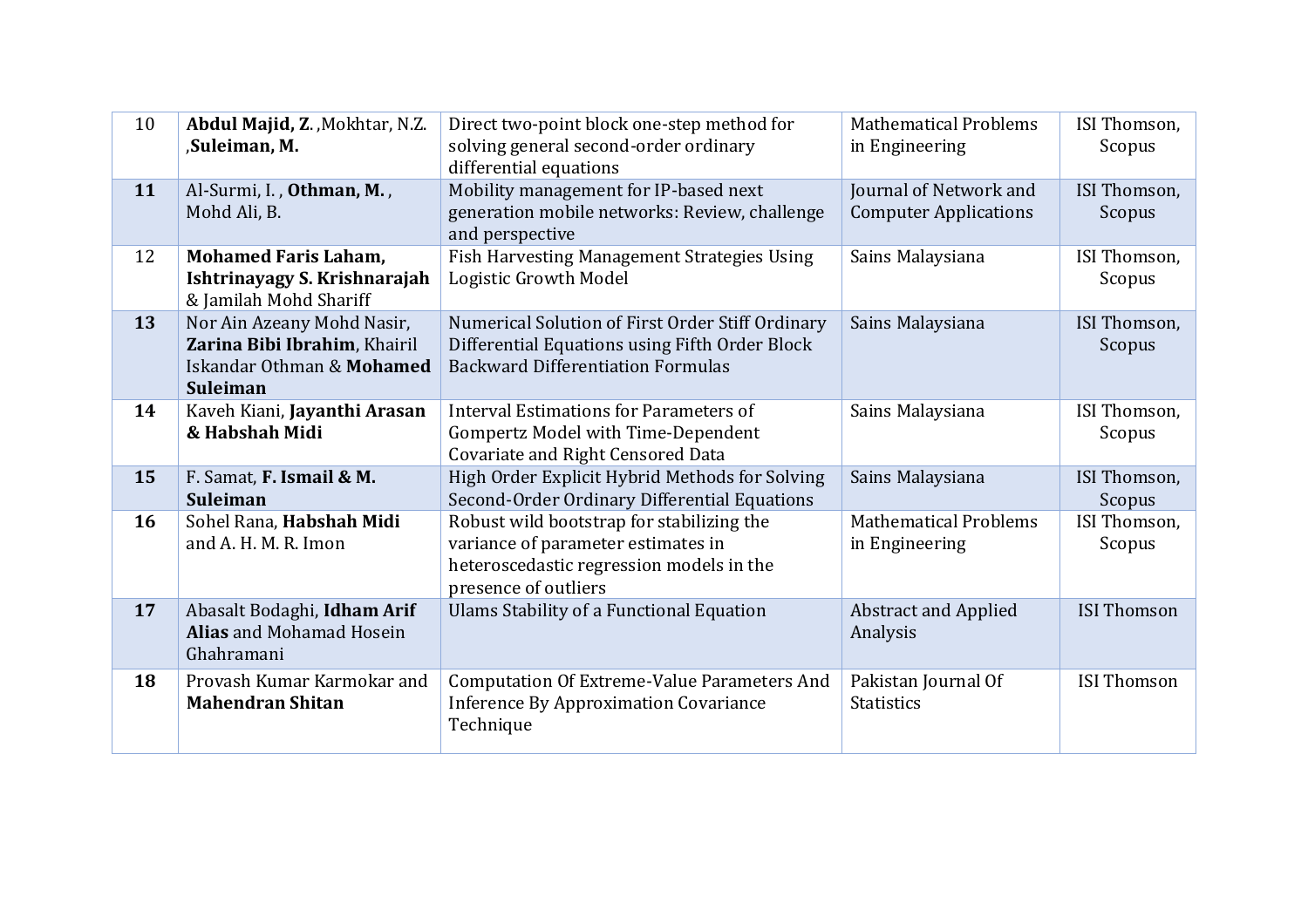| 10 | **Abdul Majid, Z.** ,Mokhtar, N.Z. ,**Suleiman, M.** | Direct two-point block one-step method for solving general second-order ordinary differential equations | Mathematical Problems in Engineering | ISI Thomson, Scopus |
|---|---|---|---|---|
| **11** | Al-Surmi, I. , **Othman, M.** , Mohd Ali, B. | Mobility management for IP-based next generation mobile networks: Review, challenge and perspective | Journal of Network and Computer Applications | ISI Thomson, Scopus |
| 12 | **Mohamed Faris Laham, Ishtrinayagy S. Krishnarajah** & Jamilah Mohd Shariff | Fish Harvesting Management Strategies Using Logistic Growth Model | Sains Malaysiana | ISI Thomson, Scopus |
| **13** | Nor Ain Azeany Mohd Nasir, **Zarina Bibi Ibrahim**, Khairil Iskandar Othman & **Mohamed Suleiman** | Numerical Solution of First Order Stiff Ordinary Differential Equations using Fifth Order Block Backward Differentiation Formulas | Sains Malaysiana | ISI Thomson, Scopus |
| **14** | Kaveh Kiani, **Jayanthi Arasan & Habshah Midi** | Interval Estimations for Parameters of Gompertz Model with Time-Dependent Covariate and Right Censored Data | Sains Malaysiana | ISI Thomson, Scopus |
| **15** | F. Samat, **F. Ismail & M. Suleiman** | High Order Explicit Hybrid Methods for Solving Second-Order Ordinary Differential Equations | Sains Malaysiana | ISI Thomson, Scopus |
| **16** | Sohel Rana, **Habshah Midi** and A. H. M. R. Imon | Robust wild bootstrap for stabilizing the variance of parameter estimates in heteroscedastic regression models in the presence of outliers | Mathematical Problems in Engineering | ISI Thomson, Scopus |
| **17** | Abasalt Bodaghi, **Idham Arif Alias** and Mohamad Hosein Ghahramani | Ulams Stability of a Functional Equation | Abstract and Applied Analysis | ISI Thomson |
| **18** | Provash Kumar Karmokar and **Mahendran Shitan** | Computation Of Extreme-Value Parameters And Inference By Approximation Covariance Technique | Pakistan Journal Of Statistics | ISI Thomson |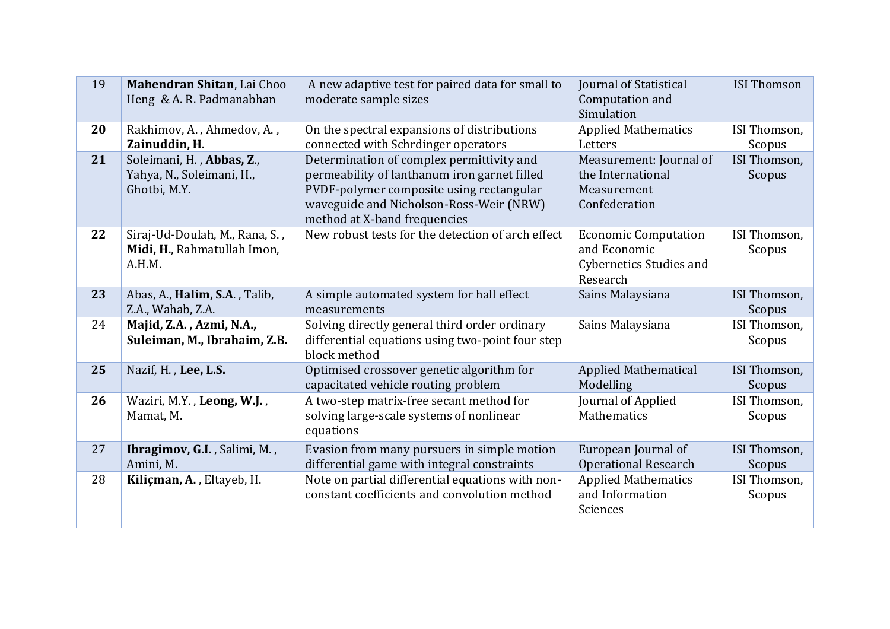| 19 | **Mahendran Shitan**, Lai Choo Heng & A. R. Padmanabhan | A new adaptive test for paired data for small to moderate sample sizes | Journal of Statistical Computation and Simulation | ISI Thomson |
|---|---|---|---|---|
| **20** | Rakhimov, A. , Ahmedov, A. , **Zainuddin, H.** | On the spectral expansions of distributions connected with Schrdinger operators | Applied Mathematics Letters | ISI Thomson, Scopus |
| **21** | Soleimani, H. , **Abbas, Z.**, Yahya, N., Soleimani, H., Ghotbi, M.Y. | Determination of complex permittivity and permeability of lanthanum iron garnet filled PVDF-polymer composite using rectangular waveguide and Nicholson-Ross-Weir (NRW) method at X-band frequencies | Measurement: Journal of the International Measurement Confederation | ISI Thomson, Scopus |
| **22** | Siraj-Ud-Doulah, M., Rana, S. , **Midi, H.**, Rahmatullah Imon, A.H.M. | New robust tests for the detection of arch effect | Economic Computation and Economic Cybernetics Studies and Research | ISI Thomson, Scopus |
| **23** | Abas, A., **Halim, S.A.** , Talib, Z.A., Wahab, Z.A. | A simple automated system for hall effect measurements | Sains Malaysiana | ISI Thomson, Scopus |
| 24 | **Majid, Z.A. , Azmi, N.A., Suleiman, M., Ibrahaim, Z.B.** | Solving directly general third order ordinary differential equations using two-point four step block method | Sains Malaysiana | ISI Thomson, Scopus |
| **25** | Nazif, H. , **Lee, L.S.** | Optimised crossover genetic algorithm for capacitated vehicle routing problem | Applied Mathematical Modelling | ISI Thomson, Scopus |
| **26** | Waziri, M.Y. , **Leong, W.J.** , Mamat, M. | A two-step matrix-free secant method for solving large-scale systems of nonlinear equations | Journal of Applied Mathematics | ISI Thomson, Scopus |
| 27 | **Ibragimov, G.I.** , Salimi, M. , Amini, M. | Evasion from many pursuers in simple motion differential game with integral constraints | European Journal of Operational Research | ISI Thomson, Scopus |
| 28 | **Kiliçman, A.** , Eltayeb, H. | Note on partial differential equations with non-constant coefficients and convolution method | Applied Mathematics and Information Sciences | ISI Thomson, Scopus |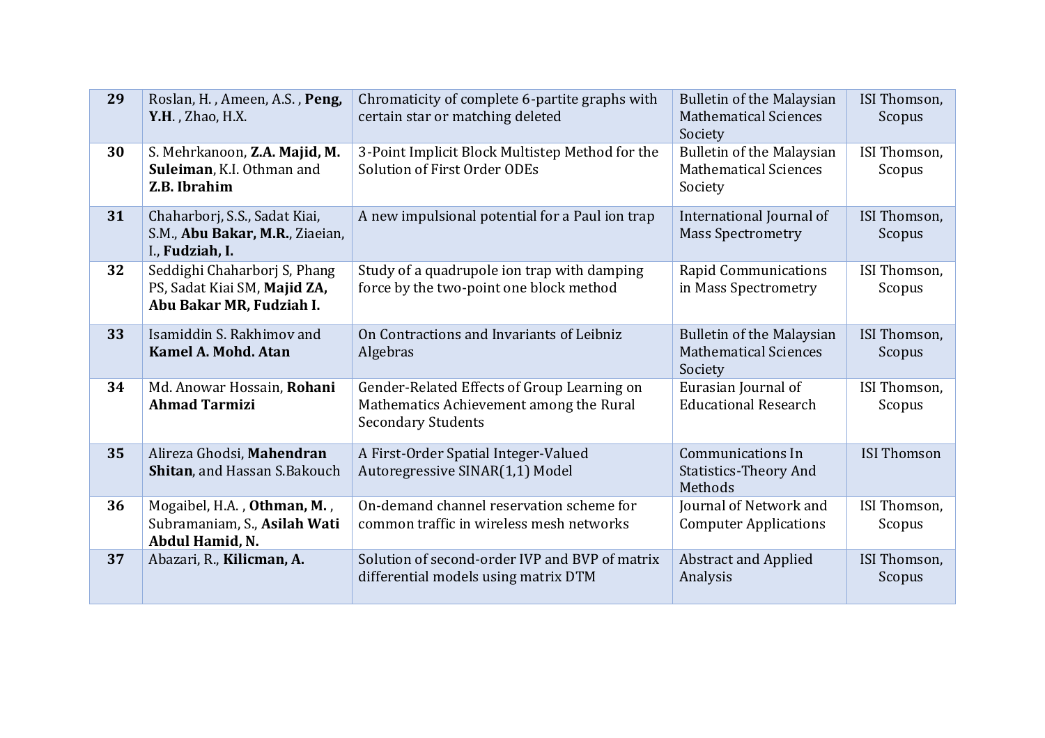| **29** | Roslan, H. , Ameen, A.S. , **Peng, Y.H**. , Zhao, H.X. | Chromaticity of complete 6-partite graphs with certain star or matching deleted | Bulletin of the Malaysian Mathematical Sciences Society | ISI Thomson, Scopus |
|---|---|---|---|---|
| **30** | S. Mehrkanoon, **Z.A. Majid, M. Suleiman**, K.I. Othman and **Z.B. Ibrahim** | 3-Point Implicit Block Multistep Method for the Solution of First Order ODEs | Bulletin of the Malaysian Mathematical Sciences Society | ISI Thomson, Scopus |
| **31** | Chaharborj, S.S., Sadat Kiai, S.M., **Abu Bakar, M.R.**, Ziaeian, I., **Fudziah, I.** | A new impulsional potential for a Paul ion trap | International Journal of Mass Spectrometry | ISI Thomson, Scopus |
| **32** | Seddighi Chaharborj S, Phang PS, Sadat Kiai SM, **Majid ZA, Abu Bakar MR, Fudziah I.** | Study of a quadrupole ion trap with damping force by the two-point one block method | Rapid Communications in Mass Spectrometry | ISI Thomson, Scopus |
| **33** | Isamiddin S. Rakhimov and **Kamel A. Mohd. Atan** | On Contractions and Invariants of Leibniz Algebras | Bulletin of the Malaysian Mathematical Sciences Society | ISI Thomson, Scopus |
| **34** | Md. Anowar Hossain, **Rohani Ahmad Tarmizi** | Gender-Related Effects of Group Learning on Mathematics Achievement among the Rural Secondary Students | Eurasian Journal of Educational Research | ISI Thomson, Scopus |
| **35** | Alireza Ghodsi, **Mahendran Shitan**, and Hassan S.Bakouch | A First-Order Spatial Integer-Valued Autoregressive SINAR(1,1) Model | Communications In Statistics-Theory And Methods | ISI Thomson |
| **36** | Mogaibel, H.A. , **Othman, M.** , Subramaniam, S., **Asilah Wati Abdul Hamid, N.** | On-demand channel reservation scheme for common traffic in wireless mesh networks | Journal of Network and Computer Applications | ISI Thomson, Scopus |
| **37** | Abazari, R., **Kilicman, A.** | Solution of second-order IVP and BVP of matrix differential models using matrix DTM | Abstract and Applied Analysis | ISI Thomson, Scopus |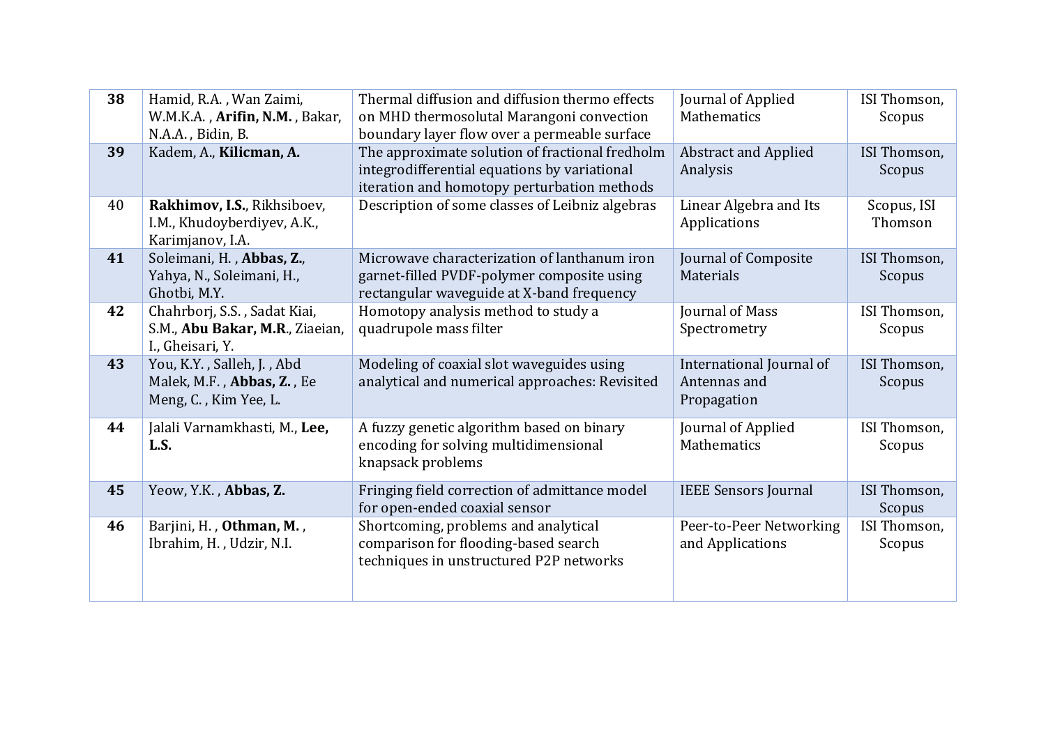| 38 | Hamid, R.A. , Wan Zaimi, W.M.K.A. , **Arifin, N.M.** , Bakar, N.A.A. , Bidin, B. | Thermal diffusion and diffusion thermo effects on MHD thermosolutal Marangoni convection boundary layer flow over a permeable surface | Journal of Applied Mathematics | ISI Thomson, Scopus |
|---|---|---|---|---|
| **39** | Kadem, A., **Kilicman, A.** | The approximate solution of fractional fredholm integrodifferential equations by variational iteration and homotopy perturbation methods | Abstract and Applied Analysis | ISI Thomson, Scopus |
| 40 | **Rakhimov, I.S.**, Rikhsiboev, I.M., Khudoyberdiyev, A.K., Karimjanov, I.A. | Description of some classes of Leibniz algebras | Linear Algebra and Its Applications | Scopus, ISI Thomson |
| **41** | Soleimani, H. , **Abbas, Z.**, Yahya, N., Soleimani, H., Ghotbi, M.Y. | Microwave characterization of lanthanum iron garnet-filled PVDF-polymer composite using rectangular waveguide at X-band frequency | Journal of Composite Materials | ISI Thomson, Scopus |
| **42** | Chahrborj, S.S. , Sadat Kiai, S.M., **Abu Bakar, M.R.**, Ziaeian, I., Gheisari, Y. | Homotopy analysis method to study a quadrupole mass filter | Journal of Mass Spectrometry | ISI Thomson, Scopus |
| **43** | You, K.Y. , Salleh, J. , Abd Malek, M.F. , **Abbas, Z.** , Ee Meng, C. , Kim Yee, L. | Modeling of coaxial slot waveguides using analytical and numerical approaches: Revisited | International Journal of Antennas and Propagation | ISI Thomson, Scopus |
| **44** | Jalali Varnamkhasti, M., **Lee, L.S.** | A fuzzy genetic algorithm based on binary encoding for solving multidimensional knapsack problems | Journal of Applied Mathematics | ISI Thomson, Scopus |
| **45** | Yeow, Y.K. , **Abbas, Z.** | Fringing field correction of admittance model for open-ended coaxial sensor | IEEE Sensors Journal | ISI Thomson, Scopus |
| **46** | Barjini, H. , **Othman, M.** , Ibrahim, H. , Udzir, N.I. | Shortcoming, problems and analytical comparison for flooding-based search techniques in unstructured P2P networks | Peer-to-Peer Networking and Applications | ISI Thomson, Scopus |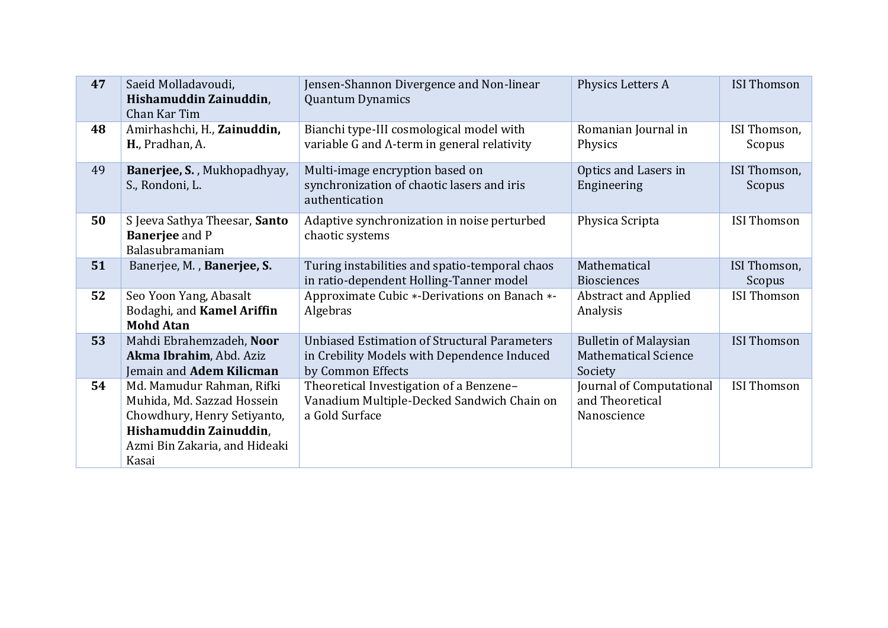| **47** | Saeid Molladavoudi, **Hishamuddin Zainuddin**, Chan Kar Tim | Jensen-Shannon Divergence and Non-linear Quantum Dynamics | Physics Letters A | ISI Thomson |
|---|---|---|---|---|
| **48** | Amirhashchi, H., **Zainuddin, H.**, Pradhan, A. | Bianchi type-III cosmological model with variable G and Λ-term in general relativity | Romanian Journal in Physics | ISI Thomson, Scopus |
| 49 | **Banerjee, S.** , Mukhopadhyay, S., Rondoni, L. | Multi-image encryption based on synchronization of chaotic lasers and iris authentication | Optics and Lasers in Engineering | ISI Thomson, Scopus |
| **50** | S Jeeva Sathya Theesar, **Santo Banerjee** and P Balasubramaniam | Adaptive synchronization in noise perturbed chaotic systems | Physica Scripta | ISI Thomson |
| **51** | Banerjee, M. , **Banerjee, S.** | Turing instabilities and spatio-temporal chaos in ratio-dependent Holling-Tanner model | Mathematical Biosciences | ISI Thomson, Scopus |
| **52** | Seo Yoon Yang, Abasalt Bodaghi, and **Kamel Ariffin Mohd Atan** | Approximate Cubic ∗-Derivations on Banach ∗-Algebras | Abstract and Applied Analysis | ISI Thomson |
| **53** | Mahdi Ebrahemzadeh, **Noor Akma Ibrahim**, Abd. Aziz Jemain and **Adem Kilicman** | Unbiased Estimation of Structural Parameters in Crebility Models with Dependence Induced by Common Effects | Bulletin of Malaysian Mathematical Science Society | ISI Thomson |
| **54** | Md. Mamudur Rahman, Rifki Muhida, Md. Sazzad Hossein Chowdhury, Henry Setiyanto, **Hishamuddin Zainuddin**, Azmi Bin Zakaria, and Hideaki Kasai | Theoretical Investigation of a Benzene–Vanadium Multiple-Decked Sandwich Chain on a Gold Surface | Journal of Computational and Theoretical Nanoscience | ISI Thomson |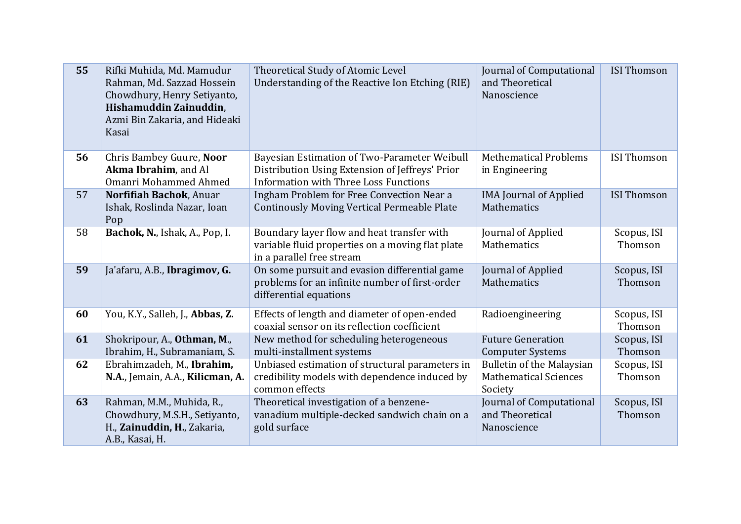| **55** | Rifki Muhida, Md. Mamudur Rahman, Md. Sazzad Hossein Chowdhury, Henry Setiyanto, **Hishamuddin Zainuddin**, Azmi Bin Zakaria, and Hideaki Kasai | Theoretical Study of Atomic Level Understanding of the Reactive Ion Etching (RIE) | Journal of Computational and Theoretical Nanoscience | ISI Thomson |
|---|---|---|---|---|
| **56** | Chris Bambey Guure, **Noor Akma Ibrahim**, and Al Omanri Mohammed Ahmed | Bayesian Estimation of Two-Parameter Weibull Distribution Using Extension of Jeffreys' Prior Information with Three Loss Functions | Methematical Problems in Engineering | ISI Thomson |
| 57 | **Norfifiah Bachok**, Anuar Ishak, Roslinda Nazar, Ioan Pop | Ingham Problem for Free Convection Near a Continously Moving Vertical Permeable Plate | IMA Journal of Applied Mathematics | ISI Thomson |
| 58 | **Bachok, N.**, Ishak, A., Pop, I. | Boundary layer flow and heat transfer with variable fluid properties on a moving flat plate in a parallel free stream | Journal of Applied Mathematics | Scopus, ISI Thomson |
| **59** | Ja'afaru, A.B., **Ibragimov, G.** | On some pursuit and evasion differential game problems for an infinite number of first-order differential equations | Journal of Applied Mathematics | Scopus, ISI Thomson |
| **60** | You, K.Y., Salleh, J., **Abbas, Z.** | Effects of length and diameter of open-ended coaxial sensor on its reflection coefficient | Radioengineering | Scopus, ISI Thomson |
| **61** | Shokripour, A., **Othman, M.**, Ibrahim, H., Subramaniam, S. | New method for scheduling heterogeneous multi-installment systems | Future Generation Computer Systems | Scopus, ISI Thomson |
| **62** | Ebrahimzadeh, M., **Ibrahim, N.A.**, Jemain, A.A., **Kilicman, A.** | Unbiased estimation of structural parameters in credibility models with dependence induced by common effects | Bulletin of the Malaysian Mathematical Sciences Society | Scopus, ISI Thomson |
| **63** | Rahman, M.M., Muhida, R., Chowdhury, M.S.H., Setiyanto, H., **Zainuddin, H.**, Zakaria, A.B., Kasai, H. | Theoretical investigation of a benzene-vanadium multiple-decked sandwich chain on a gold surface | Journal of Computational and Theoretical Nanoscience | Scopus, ISI Thomson |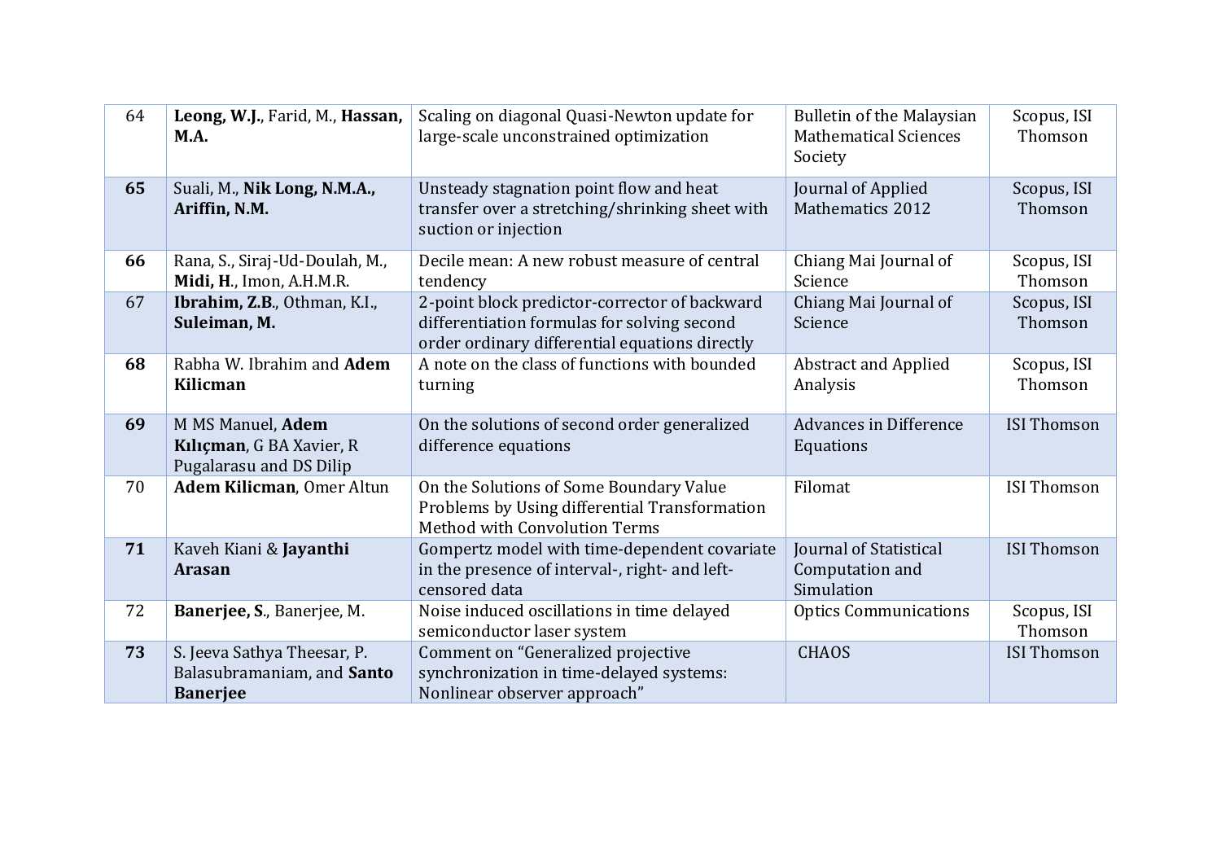| 64 | **Leong, W.J.**, Farid, M., **Hassan, M.A.** | Scaling on diagonal Quasi-Newton update for large-scale unconstrained optimization | Bulletin of the Malaysian Mathematical Sciences Society | Scopus, ISI Thomson |
|---|---|---|---|---|
| **65** | Suali, M., **Nik Long, N.M.A., Ariffin, N.M.** | Unsteady stagnation point flow and heat transfer over a stretching/shrinking sheet with suction or injection | Journal of Applied Mathematics 2012 | Scopus, ISI Thomson |
| **66** | Rana, S., Siraj-Ud-Doulah, M., **Midi, H.**, Imon, A.H.M.R. | Decile mean: A new robust measure of central tendency | Chiang Mai Journal of Science | Scopus, ISI Thomson |
| 67 | **Ibrahim, Z.B.**, Othman, K.I., **Suleiman, M.** | 2-point block predictor-corrector of backward differentiation formulas for solving second order ordinary differential equations directly | Chiang Mai Journal of Science | Scopus, ISI Thomson |
| **68** | Rabha W. Ibrahim and **Adem Kilicman** | A note on the class of functions with bounded turning | Abstract and Applied Analysis | Scopus, ISI Thomson |
| **69** | M MS Manuel, **Adem Kılıçman**, G BA Xavier, R Pugalarasu and DS Dilip | On the solutions of second order generalized difference equations | Advances in Difference Equations | ISI Thomson |
| 70 | **Adem Kilicman**, Omer Altun | On the Solutions of Some Boundary Value Problems by Using differential Transformation Method with Convolution Terms | Filomat | ISI Thomson |
| **71** | Kaveh Kiani & **Jayanthi Arasan** | Gompertz model with time-dependent covariate in the presence of interval-, right- and left-censored data | Journal of Statistical Computation and Simulation | ISI Thomson |
| 72 | **Banerjee, S.**, Banerjee, M. | Noise induced oscillations in time delayed semiconductor laser system | Optics Communications | Scopus, ISI Thomson |
| **73** | S. Jeeva Sathya Theesar, P. Balasubramaniam, and **Santo Banerjee** | Comment on "Generalized projective synchronization in time-delayed systems: Nonlinear observer approach" | CHAOS | ISI Thomson |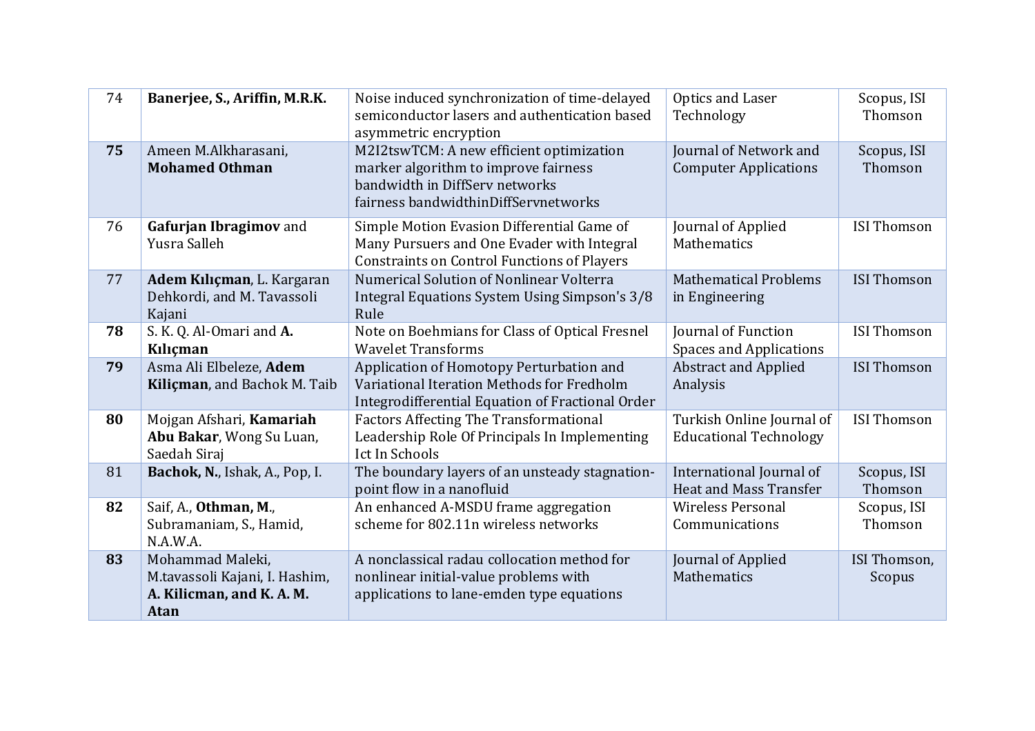| 74 | **Banerjee, S., Ariffin, M.R.K.** | Noise induced synchronization of time-delayed semiconductor lasers and authentication based asymmetric encryption | Optics and Laser Technology | Scopus, ISI Thomson |
|---|---|---|---|---|
| **75** | Ameen M.Alkharasani, **Mohamed Othman** | M2I2tswTCM: A new efficient optimization marker algorithm to improve fairness bandwidth in DiffServ networks fairness bandwidthinDiffServnetworks | Journal of Network and Computer Applications | Scopus, ISI Thomson |
| 76 | **Gafurjan Ibragimov** and Yusra Salleh | Simple Motion Evasion Differential Game of Many Pursuers and One Evader with Integral Constraints on Control Functions of Players | Journal of Applied Mathematics | ISI Thomson |
| 77 | **Adem Kılıçman**, L. Kargaran Dehkordi, and M. Tavassoli Kajani | Numerical Solution of Nonlinear Volterra Integral Equations System Using Simpson's 3/8 Rule | Mathematical Problems in Engineering | ISI Thomson |
| **78** | S. K. Q. Al-Omari and **A. Kılıçman** | Note on Boehmians for Class of Optical Fresnel Wavelet Transforms | Journal of Function Spaces and Applications | ISI Thomson |
| **79** | Asma Ali Elbeleze, **Adem Kiliçman**, and Bachok M. Taib | Application of Homotopy Perturbation and Variational Iteration Methods for Fredholm Integrodifferential Equation of Fractional Order | Abstract and Applied Analysis | ISI Thomson |
| **80** | Mojgan Afshari, **Kamariah Abu Bakar**, Wong Su Luan, Saedah Siraj | Factors Affecting The Transformational Leadership Role Of Principals In Implementing Ict In Schools | Turkish Online Journal of Educational Technology | ISI Thomson |
| 81 | **Bachok, N.**, Ishak, A., Pop, I. | The boundary layers of an unsteady stagnation-point flow in a nanofluid | International Journal of Heat and Mass Transfer | Scopus, ISI Thomson |
| **82** | Saif, A., **Othman, M.**, Subramaniam, S., Hamid, N.A.W.A. | An enhanced A-MSDU frame aggregation scheme for 802.11n wireless networks | Wireless Personal Communications | Scopus, ISI Thomson |
| **83** | Mohammad Maleki, M.tavassoli Kajani, I. Hashim, **A. Kilicman, and K. A. M. Atan** | A nonclassical radau collocation method for nonlinear initial-value problems with applications to lane-emden type equations | Journal of Applied Mathematics | ISI Thomson, Scopus |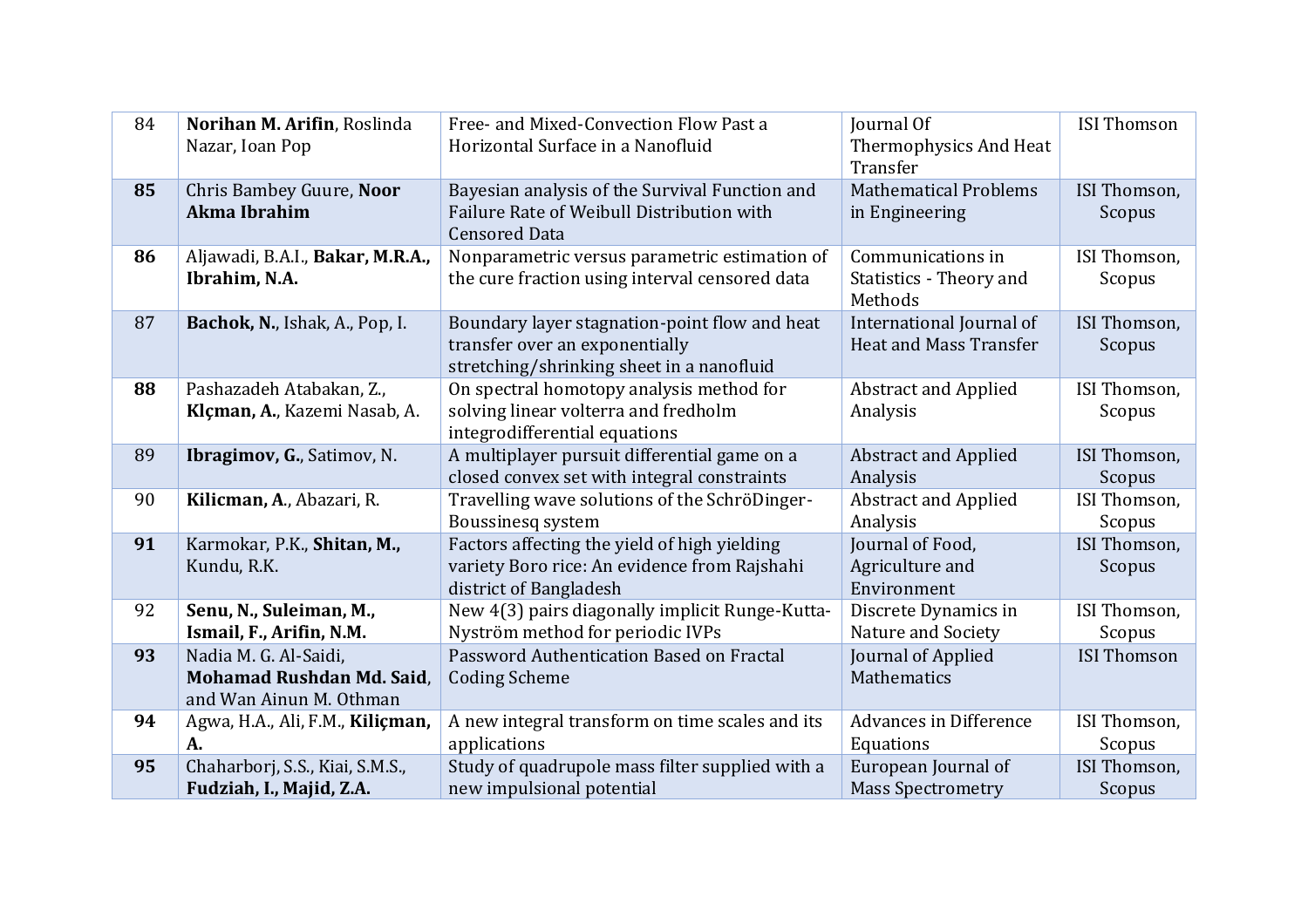| 84 | **Norihan M. Arifin**, Roslinda Nazar, Ioan Pop | Free- and Mixed-Convection Flow Past a Horizontal Surface in a Nanofluid | Journal Of Thermophysics And Heat Transfer | ISI Thomson |
|---|---|---|---|---|
| **85** | Chris Bambey Guure, **Noor Akma Ibrahim** | Bayesian analysis of the Survival Function and Failure Rate of Weibull Distribution with Censored Data | Mathematical Problems in Engineering | ISI Thomson, Scopus |
| **86** | Aljawadi, B.A.I., **Bakar, M.R.A., Ibrahim, N.A.** | Nonparametric versus parametric estimation of the cure fraction using interval censored data | Communications in Statistics - Theory and Methods | ISI Thomson, Scopus |
| 87 | **Bachok, N.**, Ishak, A., Pop, I. | Boundary layer stagnation-point flow and heat transfer over an exponentially stretching/shrinking sheet in a nanofluid | International Journal of Heat and Mass Transfer | ISI Thomson, Scopus |
| **88** | Pashazadeh Atabakan, Z., **Klçman, A.**, Kazemi Nasab, A. | On spectral homotopy analysis method for solving linear volterra and fredholm integrodifferential equations | Abstract and Applied Analysis | ISI Thomson, Scopus |
| 89 | **Ibragimov, G.**, Satimov, N. | A multiplayer pursuit differential game on a closed convex set with integral constraints | Abstract and Applied Analysis | ISI Thomson, Scopus |
| 90 | **Kilicman, A.**, Abazari, R. | Travelling wave solutions of the SchröDinger-Boussinesq system | Abstract and Applied Analysis | ISI Thomson, Scopus |
| **91** | Karmokar, P.K., **Shitan, M.,** Kundu, R.K. | Factors affecting the yield of high yielding variety Boro rice: An evidence from Rajshahi district of Bangladesh | Journal of Food, Agriculture and Environment | ISI Thomson, Scopus |
| 92 | **Senu, N., Suleiman, M., Ismail, F., Arifin, N.M.** | New 4(3) pairs diagonally implicit Runge-Kutta-Nyström method for periodic IVPs | Discrete Dynamics in Nature and Society | ISI Thomson, Scopus |
| **93** | Nadia M. G. Al-Saidi, **Mohamad Rushdan Md. Said**, and Wan Ainun M. Othman | Password Authentication Based on Fractal Coding Scheme | Journal of Applied Mathematics | ISI Thomson |
| **94** | Agwa, H.A., Ali, F.M., **Kiliçman, A.** | A new integral transform on time scales and its applications | Advances in Difference Equations | ISI Thomson, Scopus |
| **95** | Chaharborj, S.S., Kiai, S.M.S., **Fudziah, I., Majid, Z.A.** | Study of quadrupole mass filter supplied with a new impulsional potential | European Journal of Mass Spectrometry | ISI Thomson, Scopus |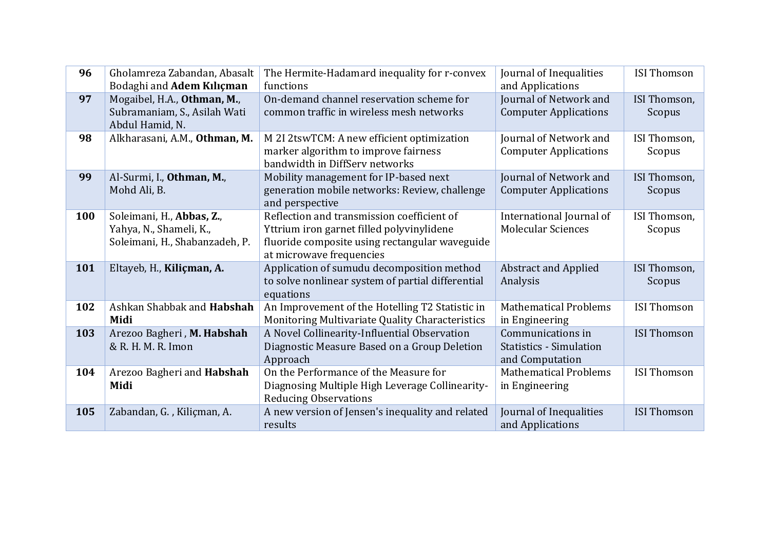| | | | | |
|---|---|---|---|---|
| **96** | Gholamreza Zabandan, Abasalt Bodaghi and **Adem Kılıçman** | The Hermite-Hadamard inequality for r-convex functions | Journal of Inequalities and Applications | ISI Thomson |
| **97** | Mogaibel, H.A., **Othman, M.**, Subramaniam, S., Asilah Wati Abdul Hamid, N. | On-demand channel reservation scheme for common traffic in wireless mesh networks | Journal of Network and Computer Applications | ISI Thomson, Scopus |
| **98** | Alkharasani, A.M., **Othman, M.** | M 2I 2tswTCM: A new efficient optimization marker algorithm to improve fairness bandwidth in DiffServ networks | Journal of Network and Computer Applications | ISI Thomson, Scopus |
| **99** | Al-Surmi, I., **Othman, M.**, Mohd Ali, B. | Mobility management for IP-based next generation mobile networks: Review, challenge and perspective | Journal of Network and Computer Applications | ISI Thomson, Scopus |
| **100** | Soleimani, H., **Abbas, Z.**, Yahya, N., Shameli, K., Soleimani, H., Shabanzadeh, P. | Reflection and transmission coefficient of Yttrium iron garnet filled polyvinylidene fluoride composite using rectangular waveguide at microwave frequencies | International Journal of Molecular Sciences | ISI Thomson, Scopus |
| **101** | Eltayeb, H., **Kiliçman, A.** | Application of sumudu decomposition method to solve nonlinear system of partial differential equations | Abstract and Applied Analysis | ISI Thomson, Scopus |
| **102** | Ashkan Shabbak and **Habshah Midi** | An Improvement of the Hotelling T2 Statistic in Monitoring Multivariate Quality Characteristics | Mathematical Problems in Engineering | ISI Thomson |
| **103** | Arezoo Bagheri , **M. Habshah** & R. H. M. R. Imon | A Novel Collinearity-Influential Observation Diagnostic Measure Based on a Group Deletion Approach | Communications in Statistics - Simulation and Computation | ISI Thomson |
| **104** | Arezoo Bagheri and **Habshah Midi** | On the Performance of the Measure for Diagnosing Multiple High Leverage Collinearity-Reducing Observations | Mathematical Problems in Engineering | ISI Thomson |
| **105** | Zabandan, G. , Kiliçman, A. | A new version of Jensen's inequality and related results | Journal of Inequalities and Applications | ISI Thomson |